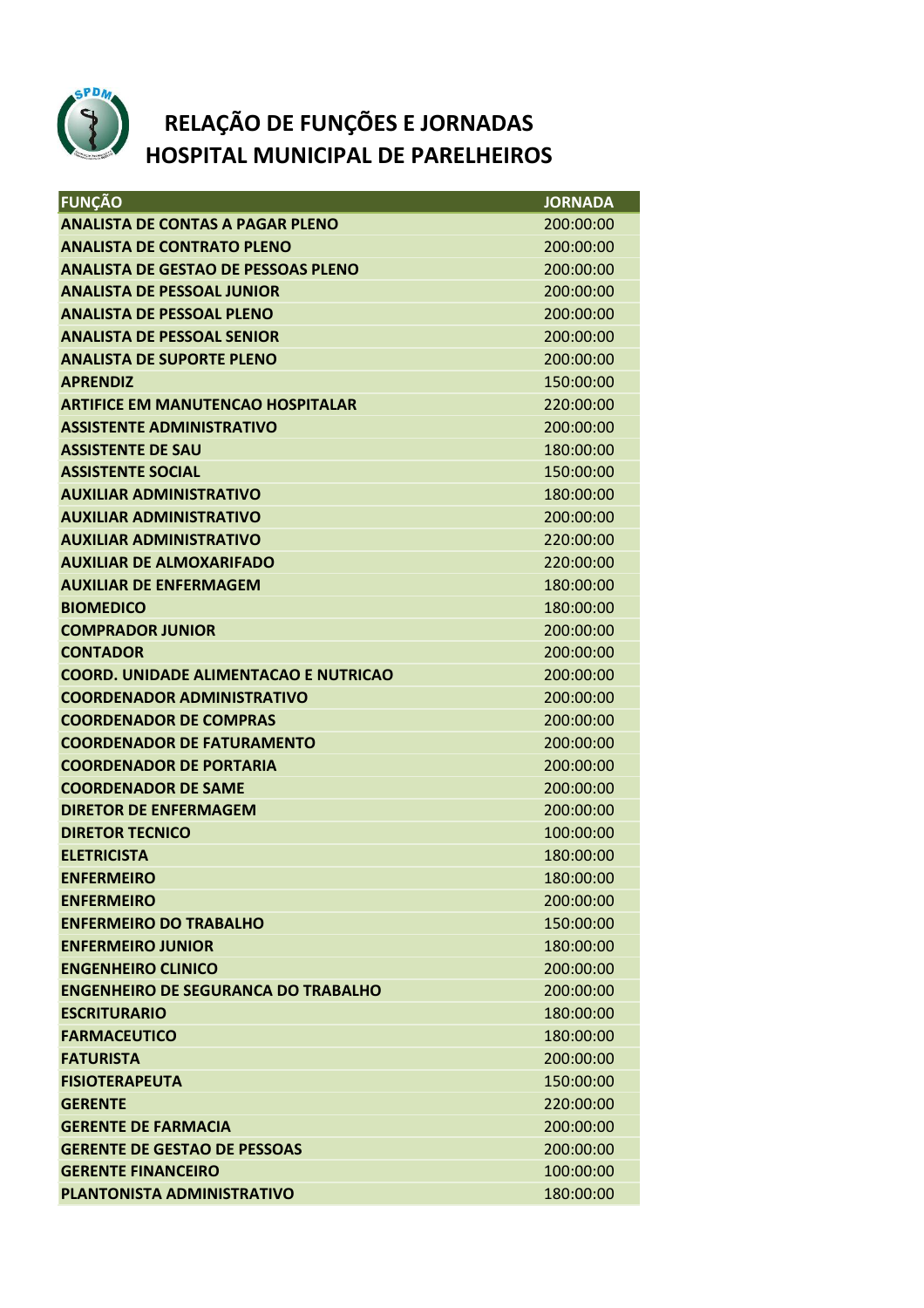# RELAÇÃO DE FUNÇÕES E JORNADAS
# HOSPITAL MUNICIPAL DE PARELHEIROS

| FUNÇÃO | JORNADA |
|---|---|
| ANALISTA DE CONTAS A PAGAR PLENO | 200:00:00 |
| ANALISTA DE CONTRATO PLENO | 200:00:00 |
| ANALISTA DE GESTAO DE PESSOAS PLENO | 200:00:00 |
| ANALISTA DE PESSOAL JUNIOR | 200:00:00 |
| ANALISTA DE PESSOAL PLENO | 200:00:00 |
| ANALISTA DE PESSOAL SENIOR | 200:00:00 |
| ANALISTA DE SUPORTE PLENO | 200:00:00 |
| APRENDIZ | 150:00:00 |
| ARTIFICE EM MANUTENCAO HOSPITALAR | 220:00:00 |
| ASSISTENTE ADMINISTRATIVO | 200:00:00 |
| ASSISTENTE DE SAU | 180:00:00 |
| ASSISTENTE SOCIAL | 150:00:00 |
| AUXILIAR ADMINISTRATIVO | 180:00:00 |
| AUXILIAR ADMINISTRATIVO | 200:00:00 |
| AUXILIAR ADMINISTRATIVO | 220:00:00 |
| AUXILIAR DE ALMOXARIFADO | 220:00:00 |
| AUXILIAR DE ENFERMAGEM | 180:00:00 |
| BIOMEDICO | 180:00:00 |
| COMPRADOR JUNIOR | 200:00:00 |
| CONTADOR | 200:00:00 |
| COORD. UNIDADE ALIMENTACAO E NUTRICAO | 200:00:00 |
| COORDENADOR ADMINISTRATIVO | 200:00:00 |
| COORDENADOR DE COMPRAS | 200:00:00 |
| COORDENADOR DE FATURAMENTO | 200:00:00 |
| COORDENADOR DE PORTARIA | 200:00:00 |
| COORDENADOR DE SAME | 200:00:00 |
| DIRETOR DE ENFERMAGEM | 200:00:00 |
| DIRETOR TECNICO | 100:00:00 |
| ELETRICISTA | 180:00:00 |
| ENFERMEIRO | 180:00:00 |
| ENFERMEIRO | 200:00:00 |
| ENFERMEIRO DO TRABALHO | 150:00:00 |
| ENFERMEIRO JUNIOR | 180:00:00 |
| ENGENHEIRO CLINICO | 200:00:00 |
| ENGENHEIRO DE SEGURANCA DO TRABALHO | 200:00:00 |
| ESCRITURARIO | 180:00:00 |
| FARMACEUTICO | 180:00:00 |
| FATURISTA | 200:00:00 |
| FISIOTERAPEUTA | 150:00:00 |
| GERENTE | 220:00:00 |
| GERENTE DE FARMACIA | 200:00:00 |
| GERENTE DE GESTAO DE PESSOAS | 200:00:00 |
| GERENTE FINANCEIRO | 100:00:00 |
| PLANTONISTA ADMINISTRATIVO | 180:00:00 |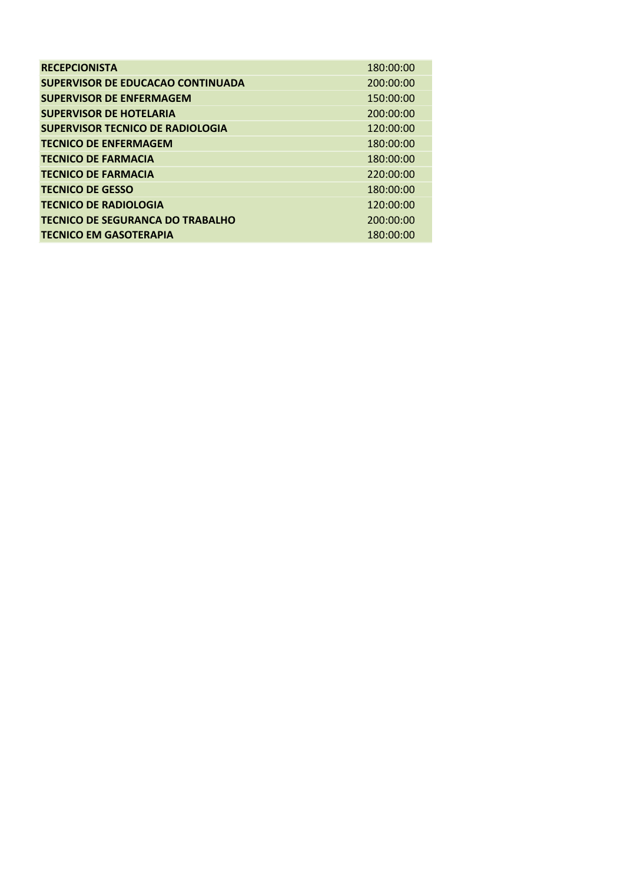| | |
|---|---|
| **RECEPCIONISTA** | 180:00:00 |
| **SUPERVISOR DE EDUCACAO CONTINUADA** | 200:00:00 |
| **SUPERVISOR DE ENFERMAGEM** | 150:00:00 |
| **SUPERVISOR DE HOTELARIA** | 200:00:00 |
| **SUPERVISOR TECNICO DE RADIOLOGIA** | 120:00:00 |
| **TECNICO DE ENFERMAGEM** | 180:00:00 |
| **TECNICO DE FARMACIA** | 180:00:00 |
| **TECNICO DE FARMACIA** | 220:00:00 |
| **TECNICO DE GESSO** | 180:00:00 |
| **TECNICO DE RADIOLOGIA** | 120:00:00 |
| **TECNICO DE SEGURANCA DO TRABALHO** | 200:00:00 |
| **TECNICO EM GASOTERAPIA** | 180:00:00 |